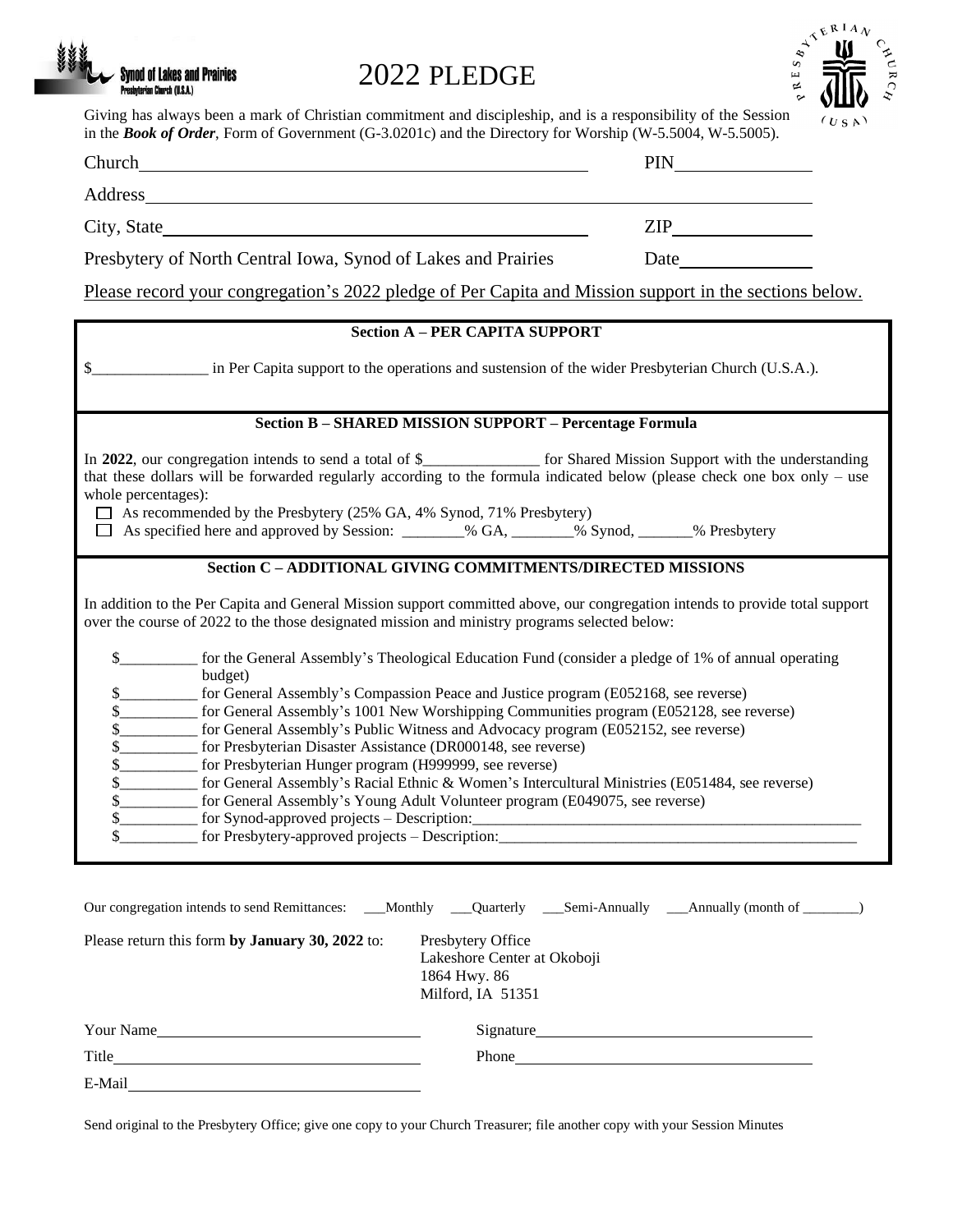Synod of Lakes and Prairies
Presbyterian Church (U.S.A.)

# 2022 PLEDGE

Giving has always been a mark of Christian commitment and discipleship, and is a responsibility of the Session in the ***Book of Order***, Form of Government (G-3.0201c) and the Directory for Worship (W-5.5004, W-5.5005).

Church________________________________________ PIN______________

Address____________________________________________________________

City, State____________________________________ ZIP______________

Presbytery of North Central Iowa, Synod of Lakes and Prairies Date______________

Please record your congregation's 2022 pledge of Per Capita and Mission support in the sections below.

**Section A – PER CAPITA SUPPORT**

$_______________ in Per Capita support to the operations and sustension of the wider Presbyterian Church (U.S.A.).

**Section B – SHARED MISSION SUPPORT – Percentage Formula**

In **2022**, our congregation intends to send a total of $_______________ for Shared Mission Support with the understanding that these dollars will be forwarded regularly according to the formula indicated below (please check one box only – use whole percentages):

- ☐ As recommended by the Presbytery (25% GA, 4% Synod, 71% Presbytery)
- ☐ As specified here and approved by Session: ________% GA, ________% Synod, _______% Presbytery

**Section C – ADDITIONAL GIVING COMMITMENTS/DIRECTED MISSIONS**

In addition to the Per Capita and General Mission support committed above, our congregation intends to provide total support over the course of 2022 to the those designated mission and ministry programs selected below:

- $__________ for the General Assembly's Theological Education Fund (consider a pledge of 1% of annual operating budget)
- $__________ for General Assembly's Compassion Peace and Justice program (E052168, see reverse)
- $__________ for General Assembly's 1001 New Worshipping Communities program (E052128, see reverse)
- $__________ for General Assembly's Public Witness and Advocacy program (E052152, see reverse)
- $__________ for Presbyterian Disaster Assistance (DR000148, see reverse)
- $__________ for Presbyterian Hunger program (H999999, see reverse)
- $__________ for General Assembly's Racial Ethnic & Women's Intercultural Ministries (E051484, see reverse)
- $__________ for General Assembly's Young Adult Volunteer program (E049075, see reverse)
- $__________ for Synod-approved projects – Description:_____________________________________________
- $__________ for Presbytery-approved projects – Description:__________________________________________

Our congregation intends to send Remittances: ___Monthly ___Quarterly ___Semi-Annually ___Annually (month of ________)

Please return this form **by January 30, 2022** to:

Presbytery Office
Lakeshore Center at Okoboji
1864 Hwy. 86
Milford, IA 51351

Your Name______________________________ Signature______________________________

Title__________________________________ Phone__________________________________

E-Mail_________________________________

Send original to the Presbytery Office; give one copy to your Church Treasurer; file another copy with your Session Minutes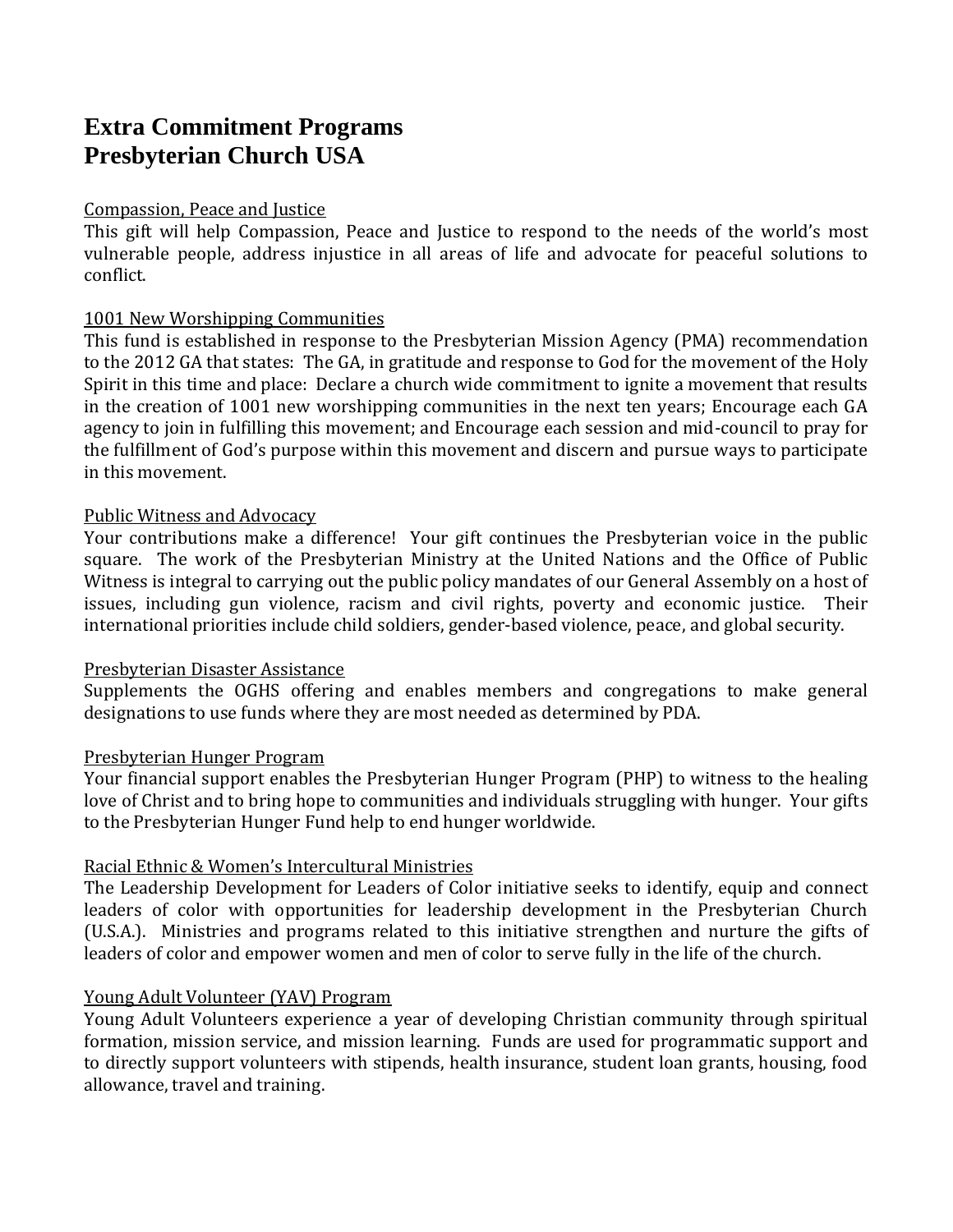# Extra Commitment Programs
# Presbyterian Church USA

Compassion, Peace and Justice

This gift will help Compassion, Peace and Justice to respond to the needs of the world's most vulnerable people, address injustice in all areas of life and advocate for peaceful solutions to conflict.

1001 New Worshipping Communities

This fund is established in response to the Presbyterian Mission Agency (PMA) recommendation to the 2012 GA that states: The GA, in gratitude and response to God for the movement of the Holy Spirit in this time and place: Declare a church wide commitment to ignite a movement that results in the creation of 1001 new worshipping communities in the next ten years; Encourage each GA agency to join in fulfilling this movement; and Encourage each session and mid-council to pray for the fulfillment of God's purpose within this movement and discern and pursue ways to participate in this movement.

Public Witness and Advocacy

Your contributions make a difference! Your gift continues the Presbyterian voice in the public square. The work of the Presbyterian Ministry at the United Nations and the Office of Public Witness is integral to carrying out the public policy mandates of our General Assembly on a host of issues, including gun violence, racism and civil rights, poverty and economic justice. Their international priorities include child soldiers, gender-based violence, peace, and global security.

Presbyterian Disaster Assistance

Supplements the OGHS offering and enables members and congregations to make general designations to use funds where they are most needed as determined by PDA.

Presbyterian Hunger Program

Your financial support enables the Presbyterian Hunger Program (PHP) to witness to the healing love of Christ and to bring hope to communities and individuals struggling with hunger. Your gifts to the Presbyterian Hunger Fund help to end hunger worldwide.

Racial Ethnic & Women's Intercultural Ministries

The Leadership Development for Leaders of Color initiative seeks to identify, equip and connect leaders of color with opportunities for leadership development in the Presbyterian Church (U.S.A.). Ministries and programs related to this initiative strengthen and nurture the gifts of leaders of color and empower women and men of color to serve fully in the life of the church.

Young Adult Volunteer (YAV) Program

Young Adult Volunteers experience a year of developing Christian community through spiritual formation, mission service, and mission learning. Funds are used for programmatic support and to directly support volunteers with stipends, health insurance, student loan grants, housing, food allowance, travel and training.